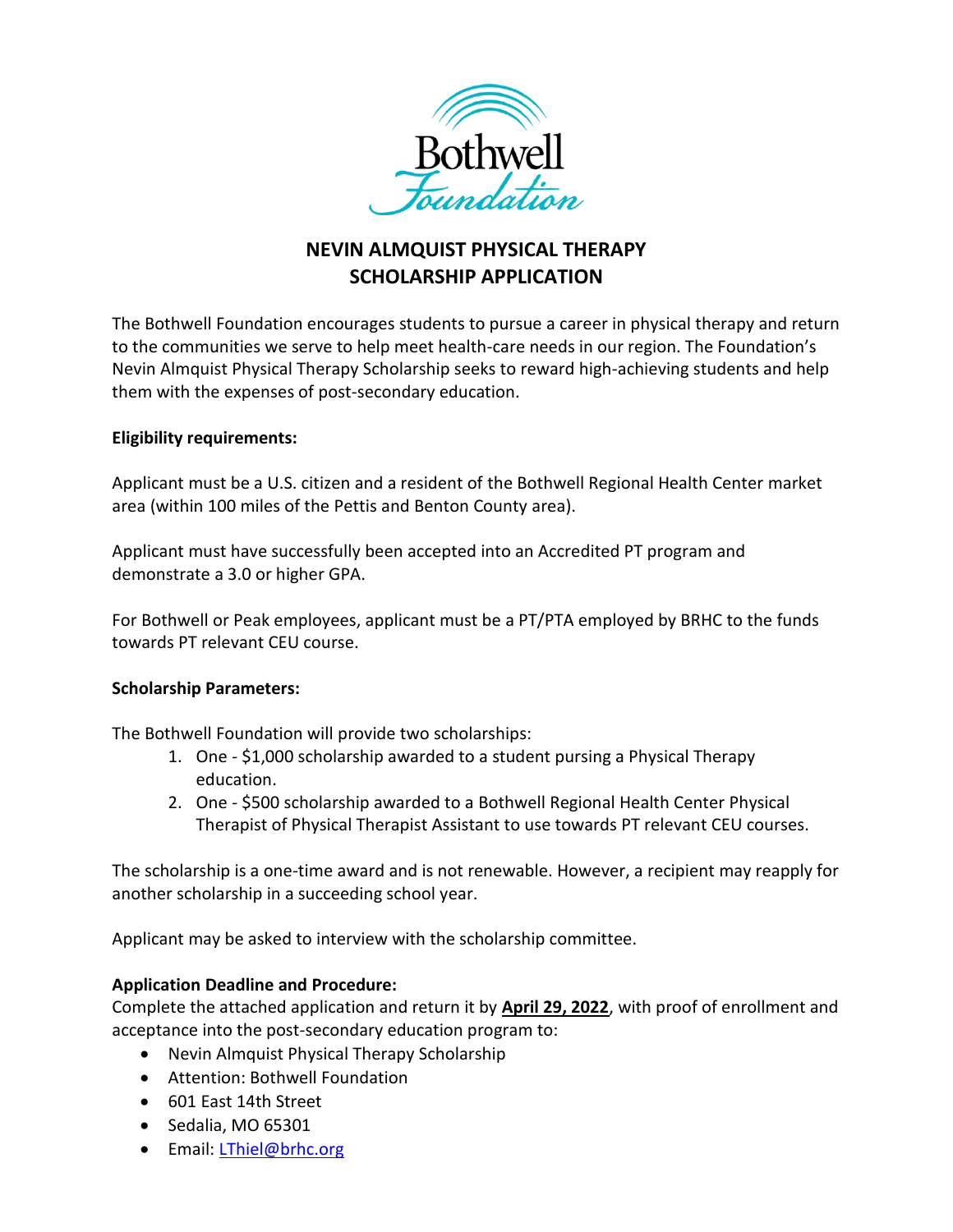Bothwell Foundation

# NEVIN ALMQUIST PHYSICAL THERAPY SCHOLARSHIP APPLICATION

The Bothwell Foundation encourages students to pursue a career in physical therapy and return to the communities we serve to help meet health-care needs in our region. The Foundation's Nevin Almquist Physical Therapy Scholarship seeks to reward high-achieving students and help them with the expenses of post-secondary education.

**Eligibility requirements:**

Applicant must be a U.S. citizen and a resident of the Bothwell Regional Health Center market area (within 100 miles of the Pettis and Benton County area).

Applicant must have successfully been accepted into an Accredited PT program and demonstrate a 3.0 or higher GPA.

For Bothwell or Peak employees, applicant must be a PT/PTA employed by BRHC to the funds towards PT relevant CEU course.

**Scholarship Parameters:**

The Bothwell Foundation will provide two scholarships:

1. One - $1,000 scholarship awarded to a student pursing a Physical Therapy education.
2. One - $500 scholarship awarded to a Bothwell Regional Health Center Physical Therapist of Physical Therapist Assistant to use towards PT relevant CEU courses.

The scholarship is a one-time award and is not renewable. However, a recipient may reapply for another scholarship in a succeeding school year.

Applicant may be asked to interview with the scholarship committee.

**Application Deadline and Procedure:**

Complete the attached application and return it by **April 29, 2022**, with proof of enrollment and acceptance into the post-secondary education program to:

- Nevin Almquist Physical Therapy Scholarship
- Attention: Bothwell Foundation
- 601 East 14th Street
- Sedalia, MO 65301
- Email: LThiel@brhc.org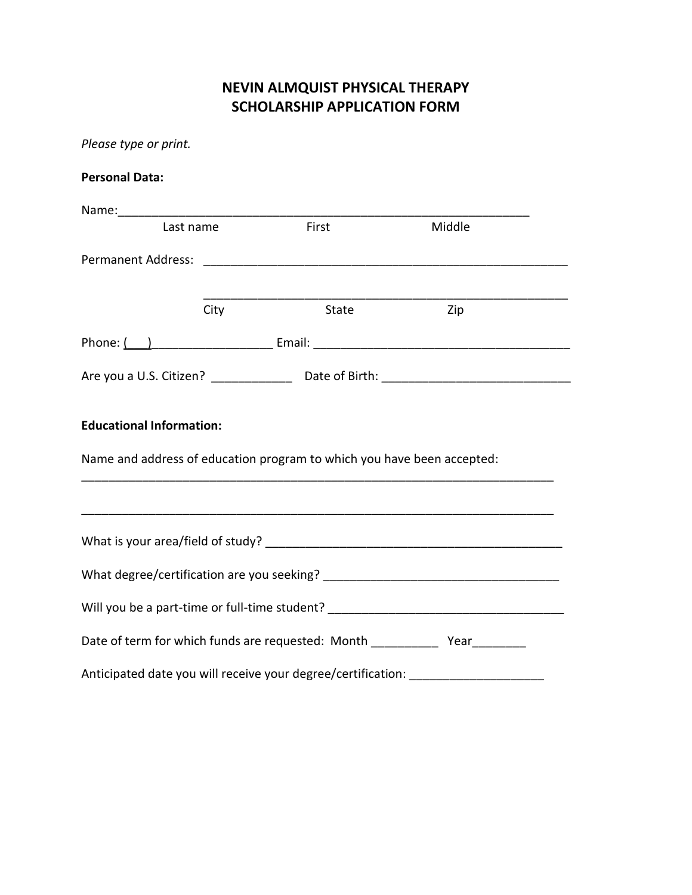# NEVIN ALMQUIST PHYSICAL THERAPY
# SCHOLARSHIP APPLICATION FORM

*Please type or print.*

**Personal Data:**

Name:_______________________________________________________________
Last name First Middle

Permanent Address: _______________________________________________________

_______________________________________________________
City State Zip

Phone: (___)__________________ Email: ______________________________________

Are you a U.S. Citizen? ____________ Date of Birth: ____________________________

**Educational Information:**

Name and address of education program to which you have been accepted:
_________________________________________________________________________

_________________________________________________________________________

What is your area/field of study? ______________________________________________

What degree/certification are you seeking? ___________________________________

Will you be a part-time or full-time student? ___________________________________

Date of term for which funds are requested: Month __________ Year________

Anticipated date you will receive your degree/certification: ____________________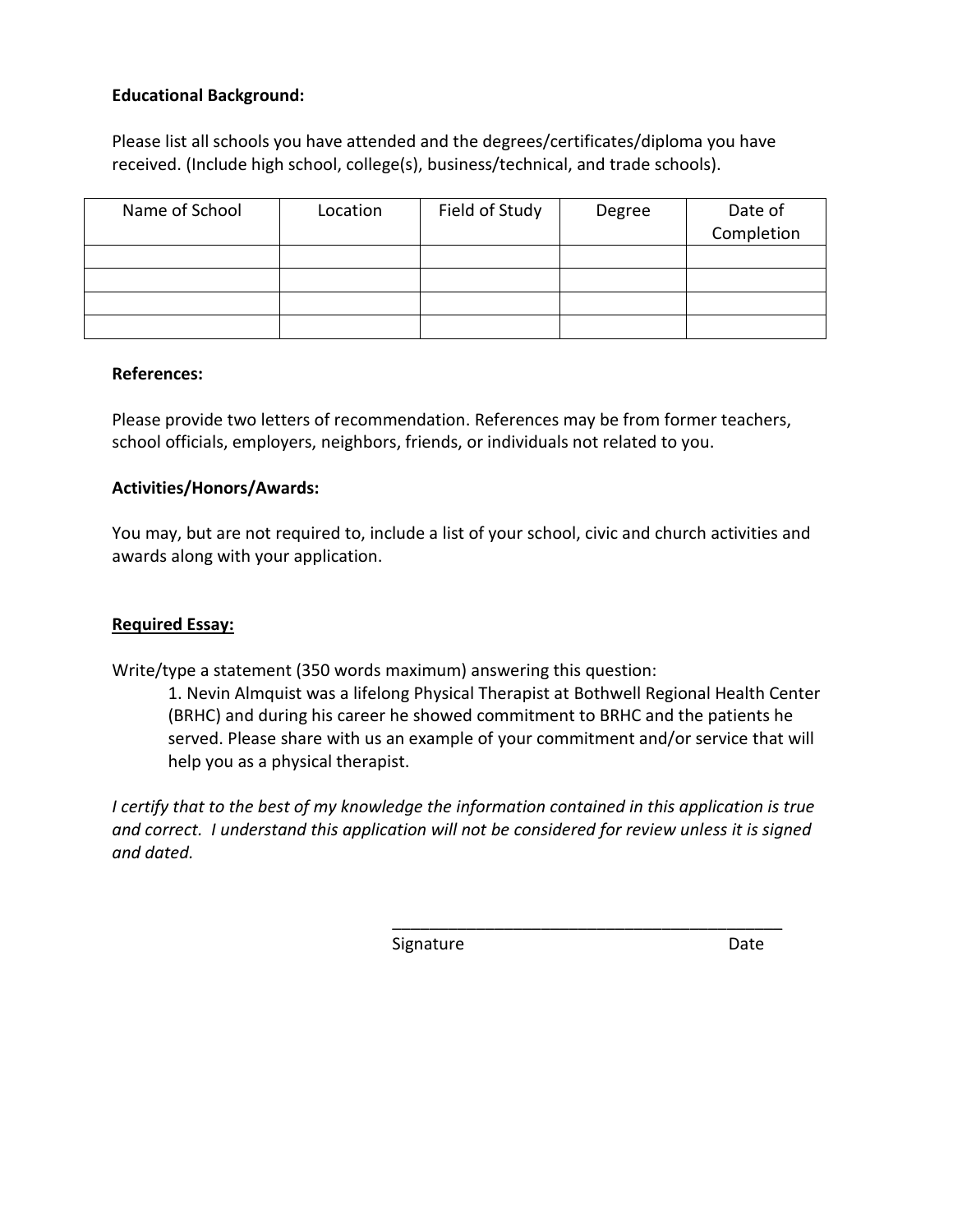**Educational Background:**

Please list all schools you have attended and the degrees/certificates/diploma you have received. (Include high school, college(s), business/technical, and trade schools).

| Name of School | Location | Field of Study | Degree | Date of Completion |
|---|---|---|---|---|
| | | | | |
| | | | | |
| | | | | |
| | | | | |

**References:**

Please provide two letters of recommendation. References may be from former teachers, school officials, employers, neighbors, friends, or individuals not related to you.

**Activities/Honors/Awards:**

You may, but are not required to, include a list of your school, civic and church activities and awards along with your application.

**Required Essay:**

Write/type a statement (350 words maximum) answering this question:

1. Nevin Almquist was a lifelong Physical Therapist at Bothwell Regional Health Center (BRHC) and during his career he showed commitment to BRHC and the patients he served. Please share with us an example of your commitment and/or service that will help you as a physical therapist.

*I certify that to the best of my knowledge the information contained in this application is true and correct. I understand this application will not be considered for review unless it is signed and dated.*

\_\_\_\_\_\_\_\_\_\_\_\_\_\_\_\_\_\_\_\_\_\_\_\_\_\_\_\_\_\_\_\_\_\_\_\_\_\_\_\_\_\_

Signature Date